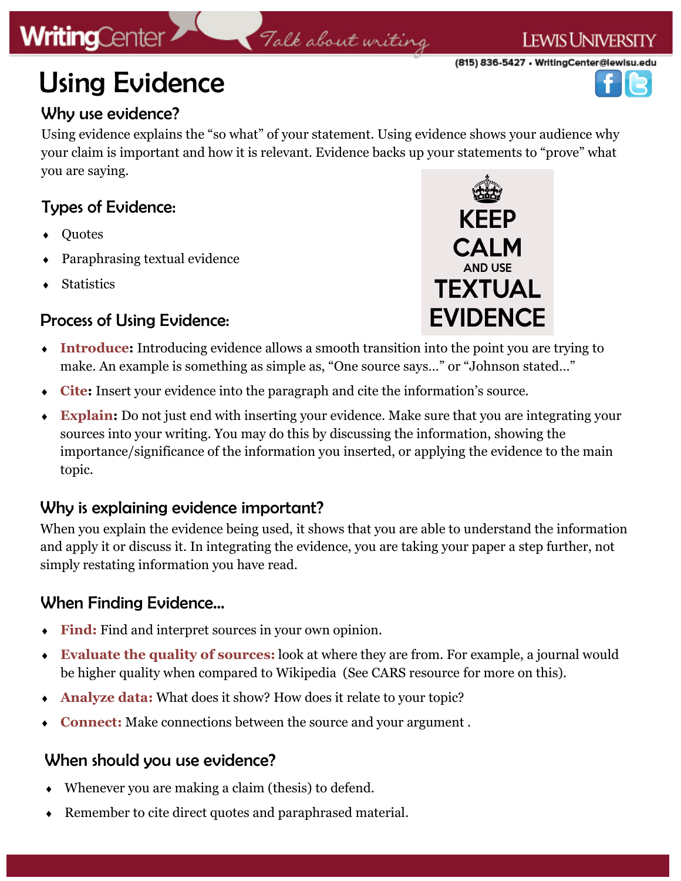# Using Evidence

## Why use evidence?

Using evidence explains the "so what" of your statement. Using evidence shows your audience why your claim is important and how it is relevant. Evidence backs up your statements to "prove" what you are saying.

## Types of Evidence:

- Quotes
- Paraphrasing textual evidence
- Statistics

KEEP CALM AND USE TEXTUAL EVIDENCE

## Process of Using Evidence:

- **Introduce:** Introducing evidence allows a smooth transition into the point you are trying to make. An example is something as simple as, "One source says…" or "Johnson stated…"
- **Cite:** Insert your evidence into the paragraph and cite the information's source.
- **Explain:** Do not just end with inserting your evidence. Make sure that you are integrating your sources into your writing. You may do this by discussing the information, showing the importance/significance of the information you inserted, or applying the evidence to the main topic.

## Why is explaining evidence important?

When you explain the evidence being used, it shows that you are able to understand the information and apply it or discuss it. In integrating the evidence, you are taking your paper a step further, not simply restating information you have read.

## When Finding Evidence…

- **Find:** Find and interpret sources in your own opinion.
- **Evaluate the quality of sources:** look at where they are from. For example, a journal would be higher quality when compared to Wikipedia (See CARS resource for more on this).
- **Analyze data:** What does it show? How does it relate to your topic?
- **Connect:** Make connections between the source and your argument .

## When should you use evidence?

- Whenever you are making a claim (thesis) to defend.
- Remember to cite direct quotes and paraphrased material.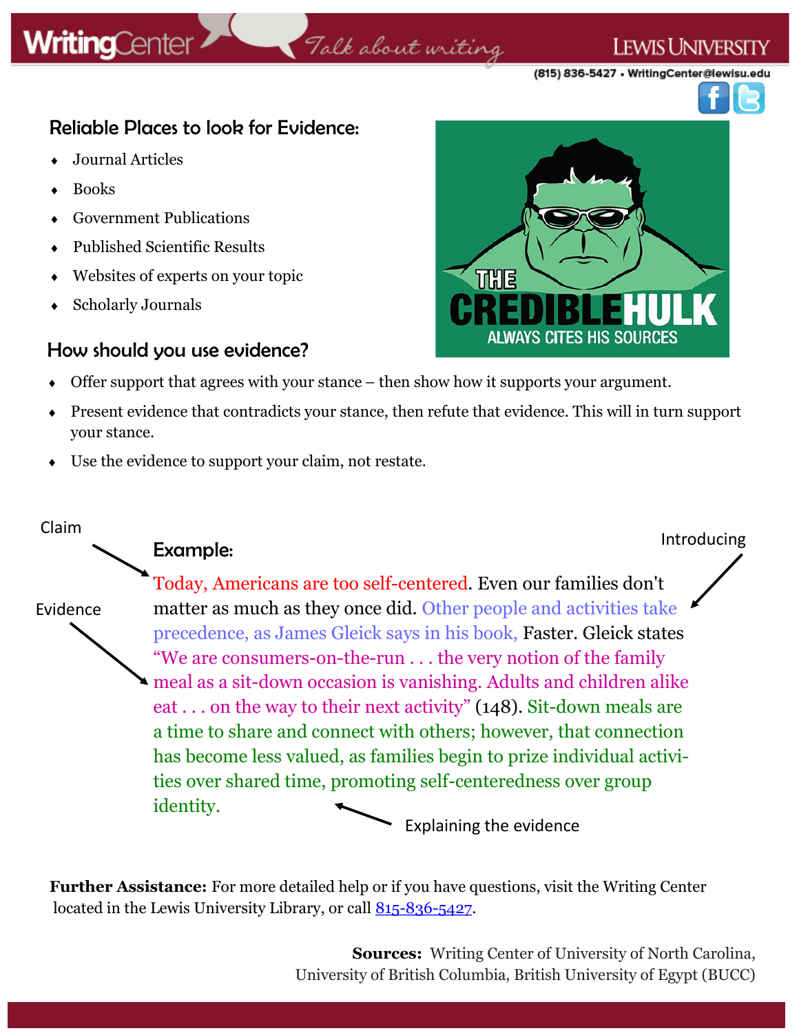## Reliable Places to look for Evidence:

- Journal Articles
- Books
- Government Publications
- Published Scientific Results
- Websites of experts on your topic
- Scholarly Journals

## How should you use evidence?

- Offer support that agrees with your stance – then show how it supports your argument.
- Present evidence that contradicts your stance, then refute that evidence. This will in turn support your stance.
- Use the evidence to support your claim, not restate.

Claim

Evidence

Introducing

### Example:

Today, Americans are too self-centered. Even our families don't matter as much as they once did. Other people and activities take precedence, as James Gleick says in his book, Faster. Gleick states "We are consumers-on-the-run . . . the very notion of the family meal as a sit-down occasion is vanishing. Adults and children alike eat . . . on the way to their next activity" (148). Sit-down meals are a time to share and connect with others; however, that connection has become less valued, as families begin to prize individual activities over shared time, promoting self-centeredness over group identity.

Explaining the evidence

**Further Assistance:** For more detailed help or if you have questions, visit the Writing Center located in the Lewis University Library, or call 815-836-5427.

**Sources:** Writing Center of University of North Carolina, University of British Columbia, British University of Egypt (BUCC)